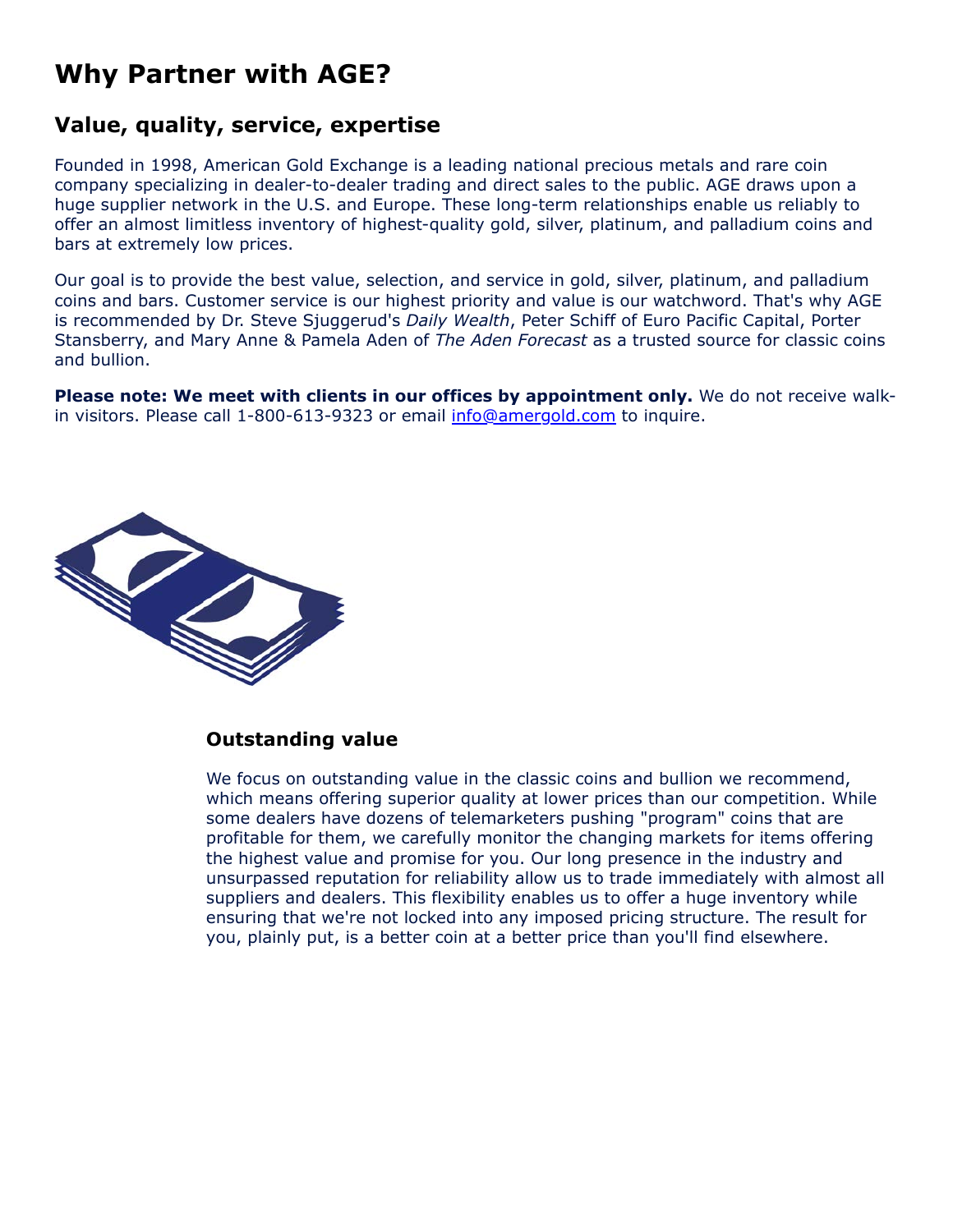# Why Partner with AGE?

## Value, quality, service, expertise

Founded in 1998, American Gold Exchange is a leading national precious metals and rare coin company specializing in dealer-to-dealer trading and direct sales to the public. AGE draws upon a huge supplier network in the U.S. and Europe. These long-term relationships enable us reliably to offer an almost limitless inventory of highest-quality gold, silver, platinum, and palladium coins and bars at extremely low prices.

Our goal is to provide the best value, selection, and service in gold, silver, platinum, and palladium coins and bars. Customer service is our highest priority and value is our watchword. That's why AGE is recommended by Dr. Steve Sjuggerud's *Daily Wealth*, Peter Schiff of Euro Pacific Capital, Porter Stansberry, and Mary Anne & Pamela Aden of *The Aden Forecast* as a trusted source for classic coins and bullion.

**Please note: We meet with clients in our offices by appointment only.** We do not receive walk-in visitors. Please call 1-800-613-9323 or email info@amergold.com to inquire.

### Outstanding value

We focus on outstanding value in the classic coins and bullion we recommend, which means offering superior quality at lower prices than our competition. While some dealers have dozens of telemarketers pushing "program" coins that are profitable for them, we carefully monitor the changing markets for items offering the highest value and promise for you. Our long presence in the industry and unsurpassed reputation for reliability allow us to trade immediately with almost all suppliers and dealers. This flexibility enables us to offer a huge inventory while ensuring that we're not locked into any imposed pricing structure. The result for you, plainly put, is a better coin at a better price than you'll find elsewhere.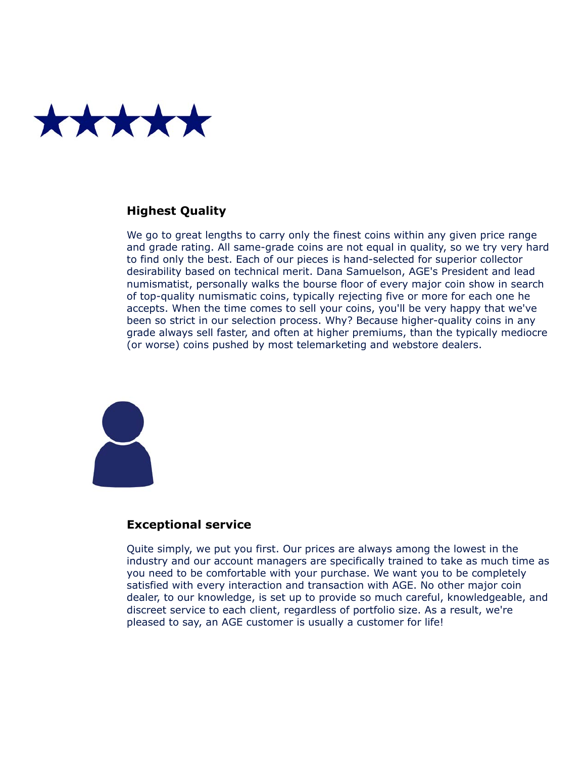## Highest Quality

We go to great lengths to carry only the finest coins within any given price range and grade rating. All same-grade coins are not equal in quality, so we try very hard to find only the best. Each of our pieces is hand-selected for superior collector desirability based on technical merit. Dana Samuelson, AGE's President and lead numismatist, personally walks the bourse floor of every major coin show in search of top-quality numismatic coins, typically rejecting five or more for each one he accepts. When the time comes to sell your coins, you'll be very happy that we've been so strict in our selection process. Why? Because higher-quality coins in any grade always sell faster, and often at higher premiums, than the typically mediocre (or worse) coins pushed by most telemarketing and webstore dealers.

## Exceptional service

Quite simply, we put you first. Our prices are always among the lowest in the industry and our account managers are specifically trained to take as much time as you need to be comfortable with your purchase. We want you to be completely satisfied with every interaction and transaction with AGE. No other major coin dealer, to our knowledge, is set up to provide so much careful, knowledgeable, and discreet service to each client, regardless of portfolio size. As a result, we're pleased to say, an AGE customer is usually a customer for life!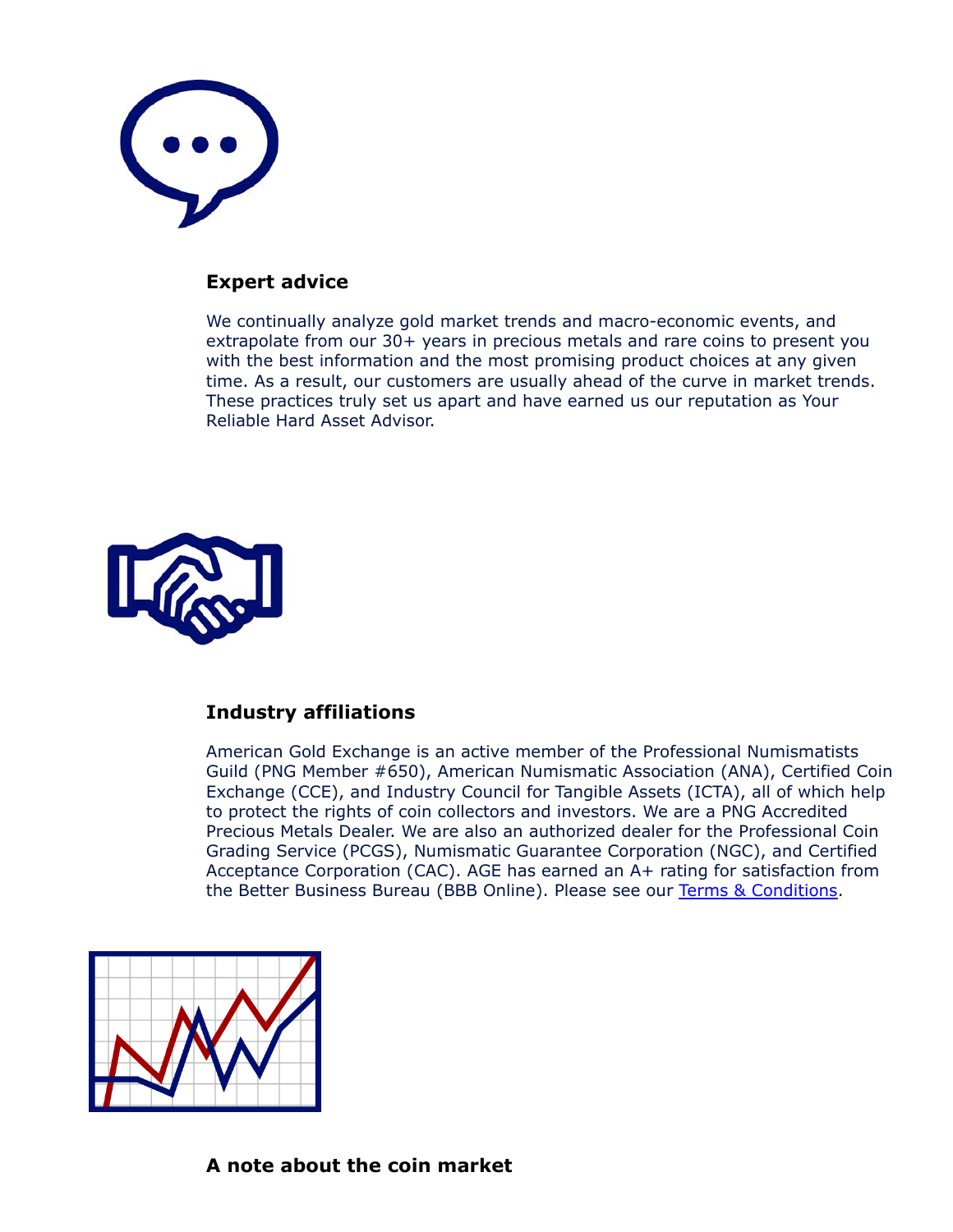### Expert advice

We continually analyze gold market trends and macro-economic events, and extrapolate from our 30+ years in precious metals and rare coins to present you with the best information and the most promising product choices at any given time. As a result, our customers are usually ahead of the curve in market trends. These practices truly set us apart and have earned us our reputation as Your Reliable Hard Asset Advisor.

### Industry affiliations

American Gold Exchange is an active member of the Professional Numismatists Guild (PNG Member #650), American Numismatic Association (ANA), Certified Coin Exchange (CCE), and Industry Council for Tangible Assets (ICTA), all of which help to protect the rights of coin collectors and investors. We are a PNG Accredited Precious Metals Dealer. We are also an authorized dealer for the Professional Coin Grading Service (PCGS), Numismatic Guarantee Corporation (NGC), and Certified Acceptance Corporation (CAC). AGE has earned an A+ rating for satisfaction from the Better Business Bureau (BBB Online). Please see our Terms & Conditions.

### A note about the coin market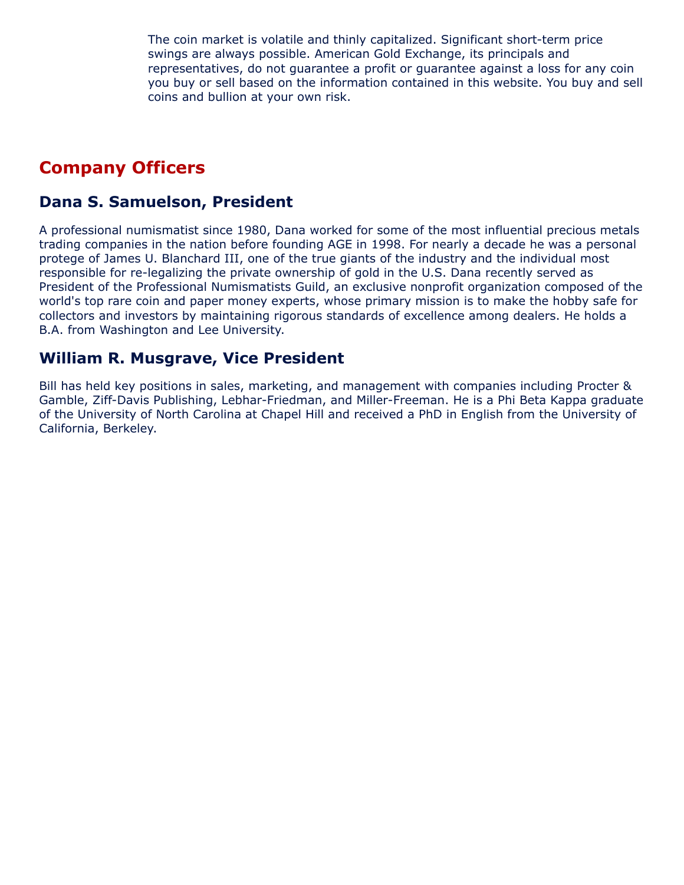The coin market is volatile and thinly capitalized. Significant short-term price swings are always possible. American Gold Exchange, its principals and representatives, do not guarantee a profit or guarantee against a loss for any coin you buy or sell based on the information contained in this website. You buy and sell coins and bullion at your own risk.

## Company Officers

### Dana S. Samuelson, President

A professional numismatist since 1980, Dana worked for some of the most influential precious metals trading companies in the nation before founding AGE in 1998. For nearly a decade he was a personal protege of James U. Blanchard III, one of the true giants of the industry and the individual most responsible for re-legalizing the private ownership of gold in the U.S. Dana recently served as President of the Professional Numismatists Guild, an exclusive nonprofit organization composed of the world's top rare coin and paper money experts, whose primary mission is to make the hobby safe for collectors and investors by maintaining rigorous standards of excellence among dealers. He holds a B.A. from Washington and Lee University.

### William R. Musgrave, Vice President

Bill has held key positions in sales, marketing, and management with companies including Procter & Gamble, Ziff-Davis Publishing, Lebhar-Friedman, and Miller-Freeman. He is a Phi Beta Kappa graduate of the University of North Carolina at Chapel Hill and received a PhD in English from the University of California, Berkeley.